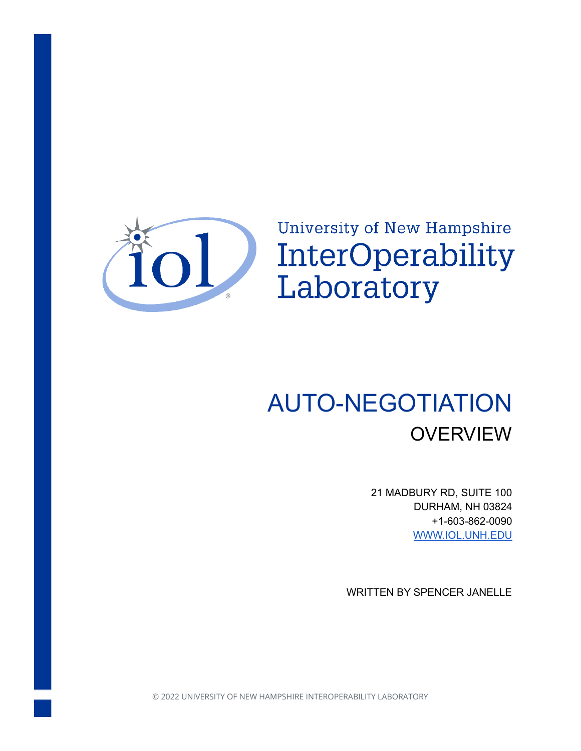University of New Hampshire
InterOperability
Laboratory

# AUTO-NEGOTIATION

## OVERVIEW

21 MADBURY RD, SUITE 100
DURHAM, NH 03824
+1-603-862-0090
WWW.IOL.UNH.EDU

WRITTEN BY SPENCER JANELLE

© 2022 UNIVERSITY OF NEW HAMPSHIRE INTEROPERABILITY LABORATORY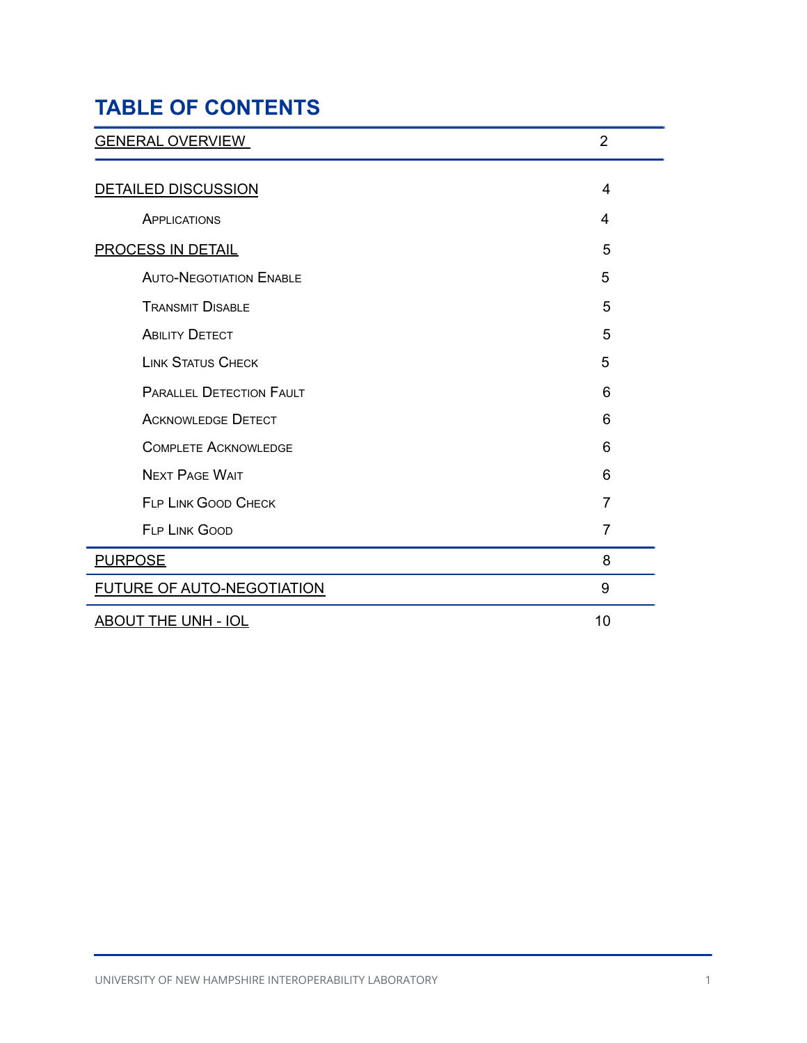# TABLE OF CONTENTS

| | |
|---|---|
| GENERAL OVERVIEW | 2 |
| DETAILED DISCUSSION | 4 |
| Applications | 4 |
| PROCESS IN DETAIL | 5 |
| Auto-Negotiation Enable | 5 |
| Transmit Disable | 5 |
| Ability Detect | 5 |
| Link Status Check | 5 |
| Parallel Detection Fault | 6 |
| Acknowledge Detect | 6 |
| Complete Acknowledge | 6 |
| Next Page Wait | 6 |
| FLP Link Good Check | 7 |
| FLP Link Good | 7 |
| PURPOSE | 8 |
| FUTURE OF AUTO-NEGOTIATION | 9 |
| ABOUT THE UNH - IOL | 10 |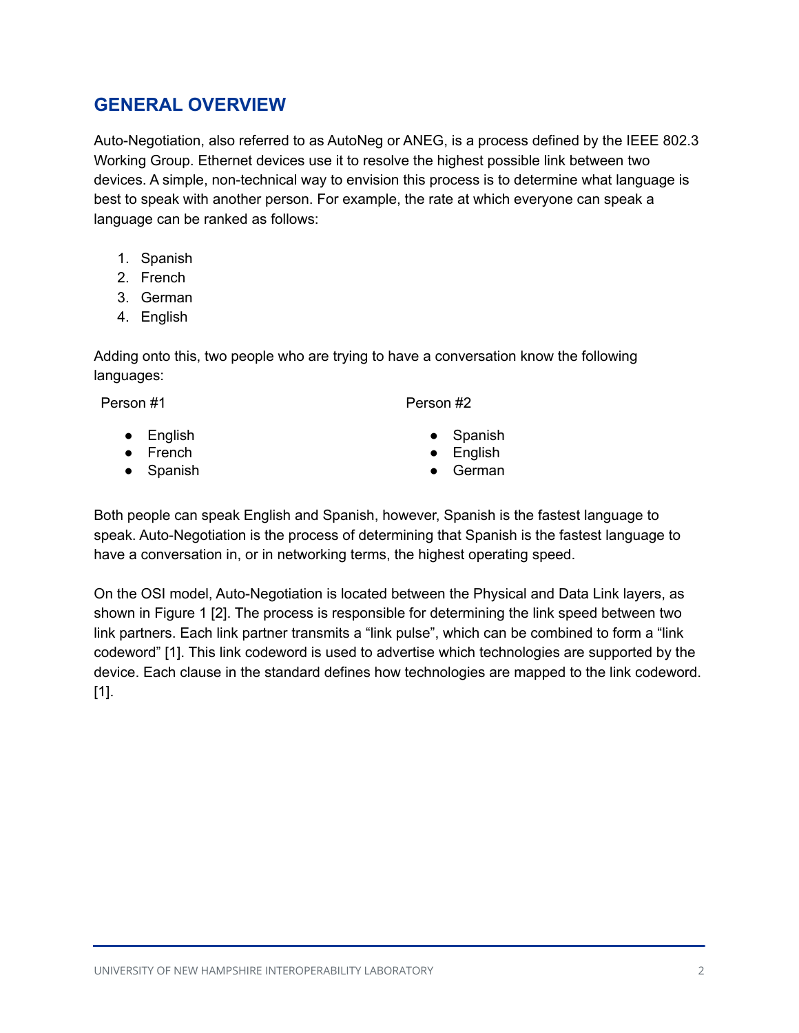## GENERAL OVERVIEW

Auto-Negotiation, also referred to as AutoNeg or ANEG, is a process defined by the IEEE 802.3 Working Group. Ethernet devices use it to resolve the highest possible link between two devices. A simple, non-technical way to envision this process is to determine what language is best to speak with another person. For example, the rate at which everyone can speak a language can be ranked as follows:

1. Spanish
2. French
3. German
4. English

Adding onto this, two people who are trying to have a conversation know the following languages:

Person #1

- English
- French
- Spanish

Person #2

- Spanish
- English
- German

Both people can speak English and Spanish, however, Spanish is the fastest language to speak. Auto-Negotiation is the process of determining that Spanish is the fastest language to have a conversation in, or in networking terms, the highest operating speed.

On the OSI model, Auto-Negotiation is located between the Physical and Data Link layers, as shown in Figure 1 [2]. The process is responsible for determining the link speed between two link partners. Each link partner transmits a “link pulse”, which can be combined to form a “link codeword” [1]. This link codeword is used to advertise which technologies are supported by the device. Each clause in the standard defines how technologies are mapped to the link codeword. [1].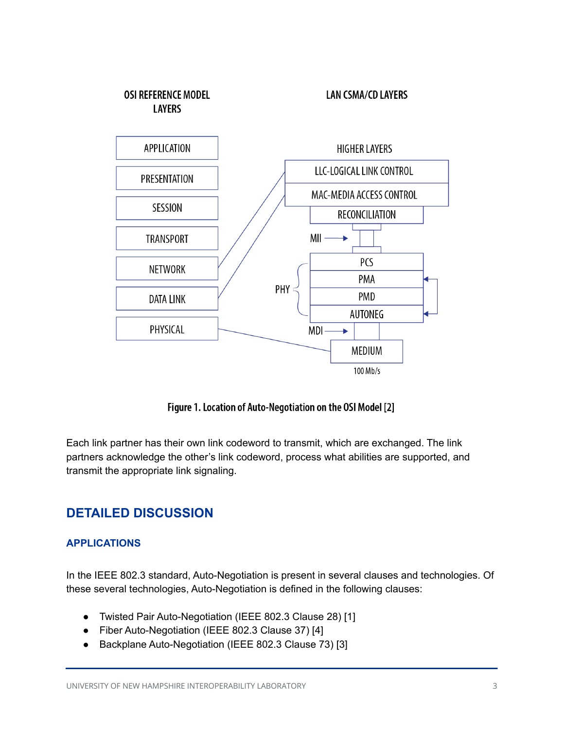OSI REFERENCE MODEL LAYERS

LAN CSMA/CD LAYERS

APPLICATION

PRESENTATION

SESSION

TRANSPORT

NETWORK

DATA LINK

PHYSICAL

HIGHER LAYERS

LLC-LOGICAL LINK CONTROL

MAC-MEDIA ACCESS CONTROL

RECONCILIATION

MII

PHY

PCS

PMA

PMD

AUTONEG

MDI

MEDIUM

100 Mb/s

Figure 1. Location of Auto-Negotiation on the OSI Model [2]

Each link partner has their own link codeword to transmit, which are exchanged. The link partners acknowledge the other's link codeword, process what abilities are supported, and transmit the appropriate link signaling.

## DETAILED DISCUSSION

### APPLICATIONS

In the IEEE 802.3 standard, Auto-Negotiation is present in several clauses and technologies. Of these several technologies, Auto-Negotiation is defined in the following clauses:

- Twisted Pair Auto-Negotiation (IEEE 802.3 Clause 28) [1]
- Fiber Auto-Negotiation (IEEE 802.3 Clause 37) [4]
- Backplane Auto-Negotiation (IEEE 802.3 Clause 73) [3]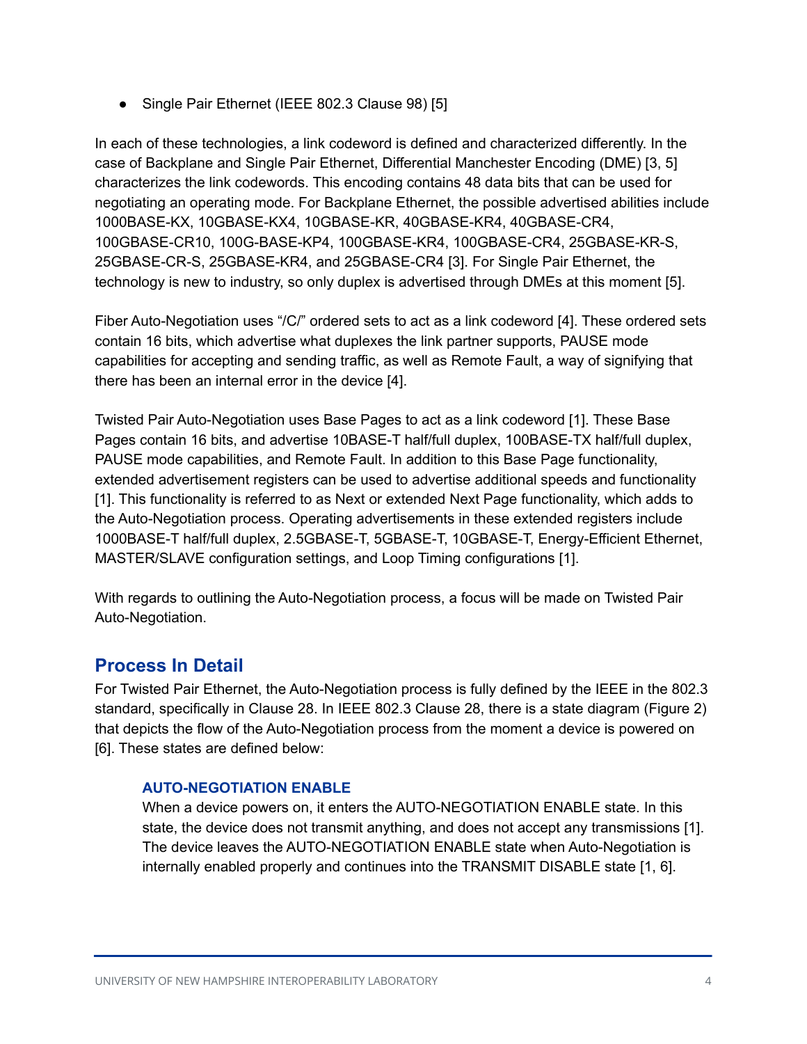- Single Pair Ethernet (IEEE 802.3 Clause 98) [5]

In each of these technologies, a link codeword is defined and characterized differently. In the case of Backplane and Single Pair Ethernet, Differential Manchester Encoding (DME) [3, 5] characterizes the link codewords. This encoding contains 48 data bits that can be used for negotiating an operating mode. For Backplane Ethernet, the possible advertised abilities include 1000BASE-KX, 10GBASE-KX4, 10GBASE-KR, 40GBASE-KR4, 40GBASE-CR4, 100GBASE-CR10, 100G-BASE-KP4, 100GBASE-KR4, 100GBASE-CR4, 25GBASE-KR-S, 25GBASE-CR-S, 25GBASE-KR4, and 25GBASE-CR4 [3]. For Single Pair Ethernet, the technology is new to industry, so only duplex is advertised through DMEs at this moment [5].

Fiber Auto-Negotiation uses "/C/" ordered sets to act as a link codeword [4]. These ordered sets contain 16 bits, which advertise what duplexes the link partner supports, PAUSE mode capabilities for accepting and sending traffic, as well as Remote Fault, a way of signifying that there has been an internal error in the device [4].

Twisted Pair Auto-Negotiation uses Base Pages to act as a link codeword [1]. These Base Pages contain 16 bits, and advertise 10BASE-T half/full duplex, 100BASE-TX half/full duplex, PAUSE mode capabilities, and Remote Fault. In addition to this Base Page functionality, extended advertisement registers can be used to advertise additional speeds and functionality [1]. This functionality is referred to as Next or extended Next Page functionality, which adds to the Auto-Negotiation process. Operating advertisements in these extended registers include 1000BASE-T half/full duplex, 2.5GBASE-T, 5GBASE-T, 10GBASE-T, Energy-Efficient Ethernet, MASTER/SLAVE configuration settings, and Loop Timing configurations [1].

With regards to outlining the Auto-Negotiation process, a focus will be made on Twisted Pair Auto-Negotiation.

## Process In Detail

For Twisted Pair Ethernet, the Auto-Negotiation process is fully defined by the IEEE in the 802.3 standard, specifically in Clause 28. In IEEE 802.3 Clause 28, there is a state diagram (Figure 2) that depicts the flow of the Auto-Negotiation process from the moment a device is powered on [6]. These states are defined below:

### AUTO-NEGOTIATION ENABLE

When a device powers on, it enters the AUTO-NEGOTIATION ENABLE state. In this state, the device does not transmit anything, and does not accept any transmissions [1]. The device leaves the AUTO-NEGOTIATION ENABLE state when Auto-Negotiation is internally enabled properly and continues into the TRANSMIT DISABLE state [1, 6].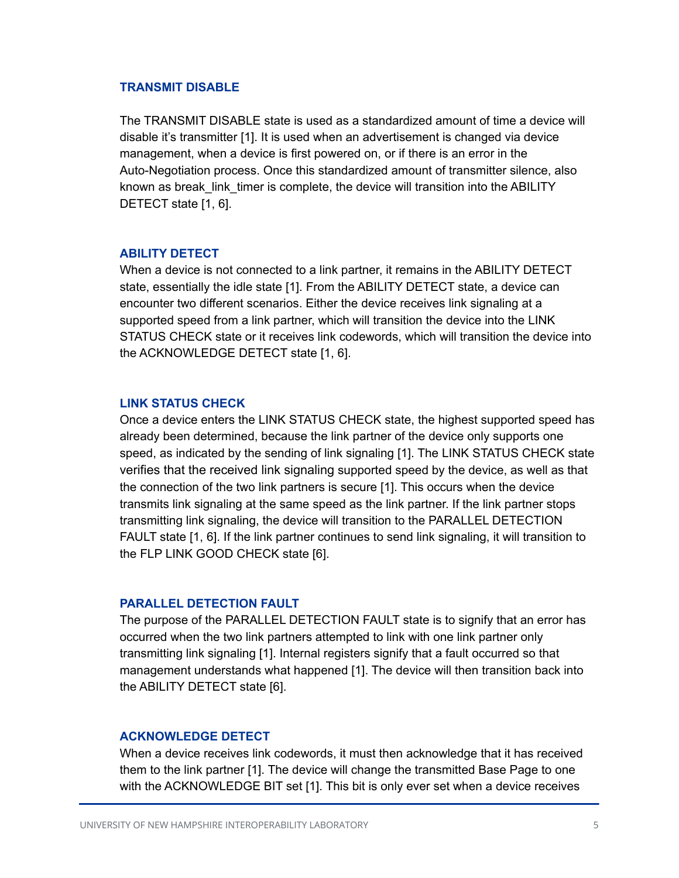### TRANSMIT DISABLE

The TRANSMIT DISABLE state is used as a standardized amount of time a device will disable it's transmitter [1]. It is used when an advertisement is changed via device management, when a device is first powered on, or if there is an error in the Auto-Negotiation process. Once this standardized amount of transmitter silence, also known as break_link_timer is complete, the device will transition into the ABILITY DETECT state [1, 6].

### ABILITY DETECT

When a device is not connected to a link partner, it remains in the ABILITY DETECT state, essentially the idle state [1]. From the ABILITY DETECT state, a device can encounter two different scenarios. Either the device receives link signaling at a supported speed from a link partner, which will transition the device into the LINK STATUS CHECK state or it receives link codewords, which will transition the device into the ACKNOWLEDGE DETECT state [1, 6].

### LINK STATUS CHECK

Once a device enters the LINK STATUS CHECK state, the highest supported speed has already been determined, because the link partner of the device only supports one speed, as indicated by the sending of link signaling [1]. The LINK STATUS CHECK state verifies that the received link signaling supported speed by the device, as well as that the connection of the two link partners is secure [1]. This occurs when the device transmits link signaling at the same speed as the link partner. If the link partner stops transmitting link signaling, the device will transition to the PARALLEL DETECTION FAULT state [1, 6]. If the link partner continues to send link signaling, it will transition to the FLP LINK GOOD CHECK state [6].

### PARALLEL DETECTION FAULT

The purpose of the PARALLEL DETECTION FAULT state is to signify that an error has occurred when the two link partners attempted to link with one link partner only transmitting link signaling [1]. Internal registers signify that a fault occurred so that management understands what happened [1]. The device will then transition back into the ABILITY DETECT state [6].

### ACKNOWLEDGE DETECT

When a device receives link codewords, it must then acknowledge that it has received them to the link partner [1]. The device will change the transmitted Base Page to one with the ACKNOWLEDGE BIT set [1]. This bit is only ever set when a device receives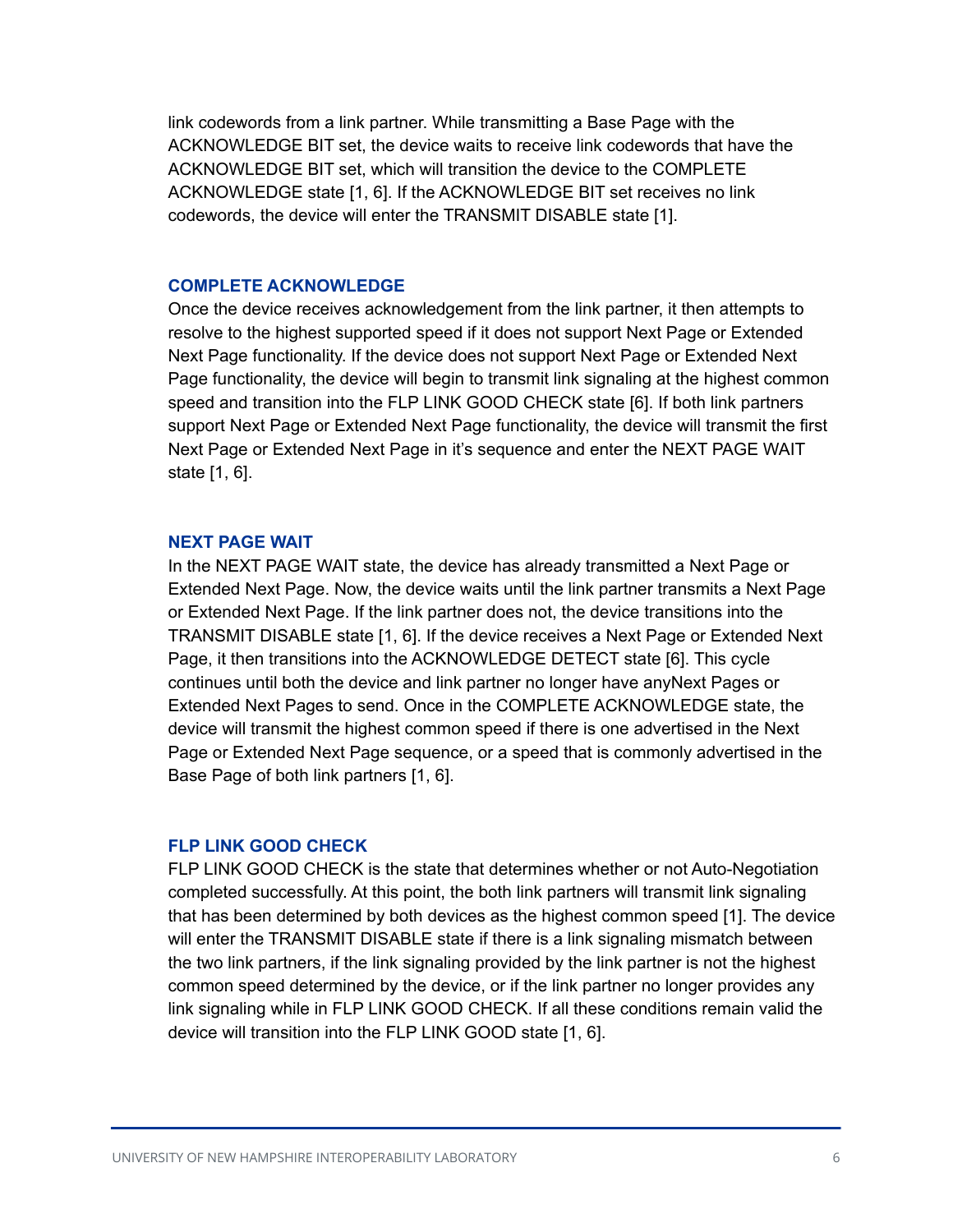link codewords from a link partner. While transmitting a Base Page with the ACKNOWLEDGE BIT set, the device waits to receive link codewords that have the ACKNOWLEDGE BIT set, which will transition the device to the COMPLETE ACKNOWLEDGE state [1, 6]. If the ACKNOWLEDGE BIT set receives no link codewords, the device will enter the TRANSMIT DISABLE state [1].

### COMPLETE ACKNOWLEDGE

Once the device receives acknowledgement from the link partner, it then attempts to resolve to the highest supported speed if it does not support Next Page or Extended Next Page functionality. If the device does not support Next Page or Extended Next Page functionality, the device will begin to transmit link signaling at the highest common speed and transition into the FLP LINK GOOD CHECK state [6]. If both link partners support Next Page or Extended Next Page functionality, the device will transmit the first Next Page or Extended Next Page in it's sequence and enter the NEXT PAGE WAIT state [1, 6].

### NEXT PAGE WAIT

In the NEXT PAGE WAIT state, the device has already transmitted a Next Page or Extended Next Page. Now, the device waits until the link partner transmits a Next Page or Extended Next Page. If the link partner does not, the device transitions into the TRANSMIT DISABLE state [1, 6]. If the device receives a Next Page or Extended Next Page, it then transitions into the ACKNOWLEDGE DETECT state [6]. This cycle continues until both the device and link partner no longer have anyNext Pages or Extended Next Pages to send. Once in the COMPLETE ACKNOWLEDGE state, the device will transmit the highest common speed if there is one advertised in the Next Page or Extended Next Page sequence, or a speed that is commonly advertised in the Base Page of both link partners [1, 6].

### FLP LINK GOOD CHECK

FLP LINK GOOD CHECK is the state that determines whether or not Auto-Negotiation completed successfully. At this point, the both link partners will transmit link signaling that has been determined by both devices as the highest common speed [1]. The device will enter the TRANSMIT DISABLE state if there is a link signaling mismatch between the two link partners, if the link signaling provided by the link partner is not the highest common speed determined by the device, or if the link partner no longer provides any link signaling while in FLP LINK GOOD CHECK. If all these conditions remain valid the device will transition into the FLP LINK GOOD state [1, 6].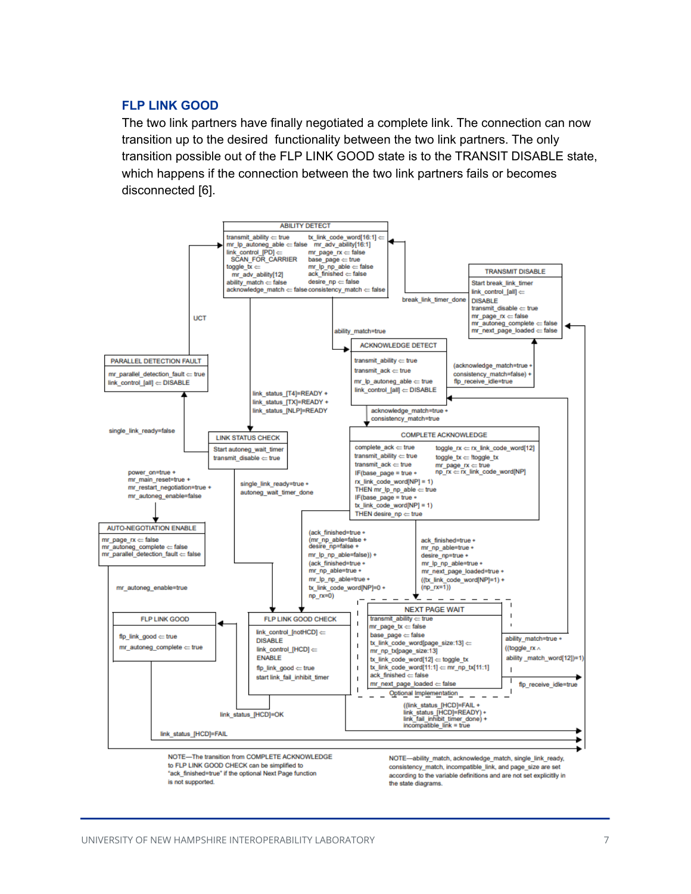## FLP LINK GOOD

The two link partners have finally negotiated a complete link. The connection can now transition up to the desired functionality between the two link partners. The only transition possible out of the FLP LINK GOOD state is to the TRANSIT DISABLE state, which happens if the connection between the two link partners fails or becomes disconnected [6].

ABILITY DETECT

transmit_ability ⇐ true
mr_lp_autoneg_able ⇐ false
link_control_[PD] ⇐ SCAN_FOR_CARRIER
toggle_tx ⇐ mr_adv_ability[12]
ability_match ⇐ false
acknowledge_match ⇐ false
tx_link_code_word[16:1] ⇐ mr_adv_ability[16:1]
mr_page_rx ⇐ false
base_page ⇐ true
mr_lp_np_able ⇐ false
ack_finished ⇐ false
desire_np ⇐ false
consistency_match ⇐ false

TRANSMIT DISABLE

Start break_link_timer
link_control_[all] ⇐ DISABLE
transmit_disable ⇐ true
mr_page_rx ⇐ false
mr_autoneg_complete ⇐ false
mr_next_page_loaded ⇐ false

break_link_timer_done

UCT

ability_match=true

ACKNOWLEDGE DETECT

transmit_ability ⇐ true
transmit_ack ⇐ true
mr_lp_autoneg_able ⇐ true
link_control_[all] ⇐ DISABLE

(acknowledge_match=true • consistency_match=false) + flp_receive_idle=true

PARALLEL DETECTION FAULT

mr_parallel_detection_fault ⇐ true
link_control_[all] ⇐ DISABLE

link_status_[T4]=READY + link_status_[TX]=READY + link_status_[NLP]=READY

acknowledge_match=true • consistency_match=true

single_link_ready=false

LINK STATUS CHECK

Start autoneg_wait_timer
transmit_disable ⇐ true

COMPLETE ACKNOWLEDGE

complete_ack ⇐ true
transmit_ability ⇐ true
transmit_ack ⇐ true
IF(base_page = true • rx_link_code_word[NP] = 1) THEN mr_lp_np_able ⇐ true
IF(base_page = true • tx_link_code_word[NP] = 1) THEN desire_np ⇐ true
toggle_rx ⇐ rx_link_code_word[12]
toggle_tx ⇐ !toggle_tx
mr_page_rx ⇐ true
np_rx ⇐ rx_link_code_word[NP]

power_on=true + mr_main_reset=true + mr_restart_negotiation=true + mr_autoneg_enable=false

single_link_ready=true • autoneg_wait_timer_done

AUTO-NEGOTIATION ENABLE

mr_page_rx ⇐ false
mr_autoneg_complete ⇐ false
mr_parallel_detection_fault ⇐ false

(ack_finished=true • (mr_np_able=false + desire_np=false + mr_lp_np_able=false)) + (ack_finished=true • mr_np_able=true • mr_lp_np_able=true • tx_link_code_word[NP]=0 • np_rx=0)

ack_finished=true • mr_np_able=true • desire_np=true • mr_lp_np_able=true • mr_next_page_loaded=true • ((tx_link_code_word[NP]=1) + (np_rx=1))

mr_autoneg_enable=true

FLP LINK GOOD

flp_link_good ⇐ true
mr_autoneg_complete ⇐ true

FLP LINK GOOD CHECK

link_control_[notHCD] ⇐ DISABLE
link_control_[HCD] ⇐ ENABLE
flp_link_good ⇐ true
start link_fail_inhibit_timer

NEXT PAGE WAIT

transmit_ability ⇐ true
mr_page_tx ⇐ false
base_page ⇐ false
tx_link_code_word[page_size:13] ⇐ mr_np_tx[page_size:13]
tx_link_code_word[12] ⇐ toggle_tx
tx_link_code_word[11:1] ⇐ mr_np_tx[11:1]
ack_finished ⇐ false
mr_next_page_loaded ⇐ false

Optional Implementation

ability_match=true • ((toggle_rx ∧ ability_match_word[12])=1)

flp_receive_idle=true

link_status_[HCD]=OK

((link_status_[HCD]=FAIL + link_status_[HCD]=READY) • link_fail_inhibit_timer_done) + incompatible_link = true

link_status_[HCD]=FAIL

NOTE—The transition from COMPLETE ACKNOWLEDGE to FLP LINK GOOD CHECK can be simplified to "ack_finished=true" if the optional Next Page function is not supported.

NOTE—ability_match, acknowledge_match, single_link_ready, consistency_match, incompatible_link, and page_size are set according to the variable definitions and are not set explicitly in the state diagrams.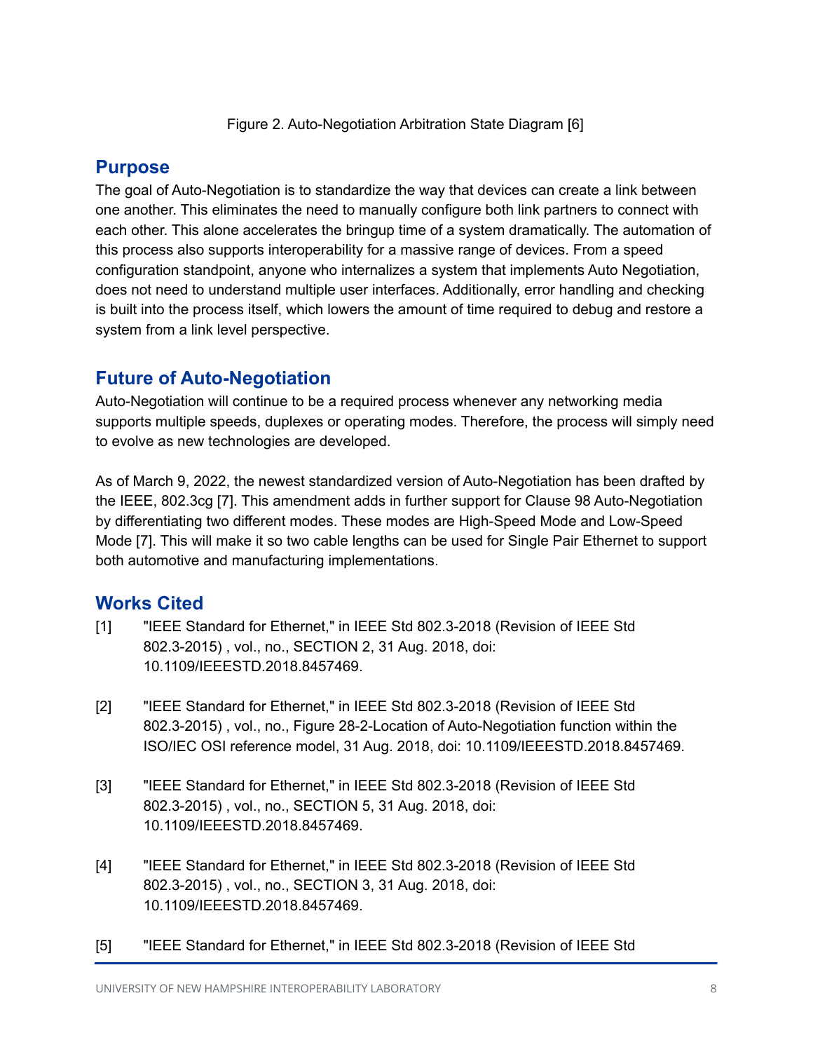Figure 2. Auto-Negotiation Arbitration State Diagram [6]

## Purpose

The goal of Auto-Negotiation is to standardize the way that devices can create a link between one another. This eliminates the need to manually configure both link partners to connect with each other. This alone accelerates the bringup time of a system dramatically. The automation of this process also supports interoperability for a massive range of devices. From a speed configuration standpoint, anyone who internalizes a system that implements Auto Negotiation, does not need to understand multiple user interfaces. Additionally, error handling and checking is built into the process itself, which lowers the amount of time required to debug and restore a system from a link level perspective.

## Future of Auto-Negotiation

Auto-Negotiation will continue to be a required process whenever any networking media supports multiple speeds, duplexes or operating modes. Therefore, the process will simply need to evolve as new technologies are developed.

As of March 9, 2022, the newest standardized version of Auto-Negotiation has been drafted by the IEEE, 802.3cg [7]. This amendment adds in further support for Clause 98 Auto-Negotiation by differentiating two different modes. These modes are High-Speed Mode and Low-Speed Mode [7]. This will make it so two cable lengths can be used for Single Pair Ethernet to support both automotive and manufacturing implementations.

## Works Cited

[1] "IEEE Standard for Ethernet," in IEEE Std 802.3-2018 (Revision of IEEE Std 802.3-2015) , vol., no., SECTION 2, 31 Aug. 2018, doi: 10.1109/IEEESTD.2018.8457469.

[2] "IEEE Standard for Ethernet," in IEEE Std 802.3-2018 (Revision of IEEE Std 802.3-2015) , vol., no., Figure 28-2-Location of Auto-Negotiation function within the ISO/IEC OSI reference model, 31 Aug. 2018, doi: 10.1109/IEEESTD.2018.8457469.

[3] "IEEE Standard for Ethernet," in IEEE Std 802.3-2018 (Revision of IEEE Std 802.3-2015) , vol., no., SECTION 5, 31 Aug. 2018, doi: 10.1109/IEEESTD.2018.8457469.

[4] "IEEE Standard for Ethernet," in IEEE Std 802.3-2018 (Revision of IEEE Std 802.3-2015) , vol., no., SECTION 3, 31 Aug. 2018, doi: 10.1109/IEEESTD.2018.8457469.

[5] "IEEE Standard for Ethernet," in IEEE Std 802.3-2018 (Revision of IEEE Std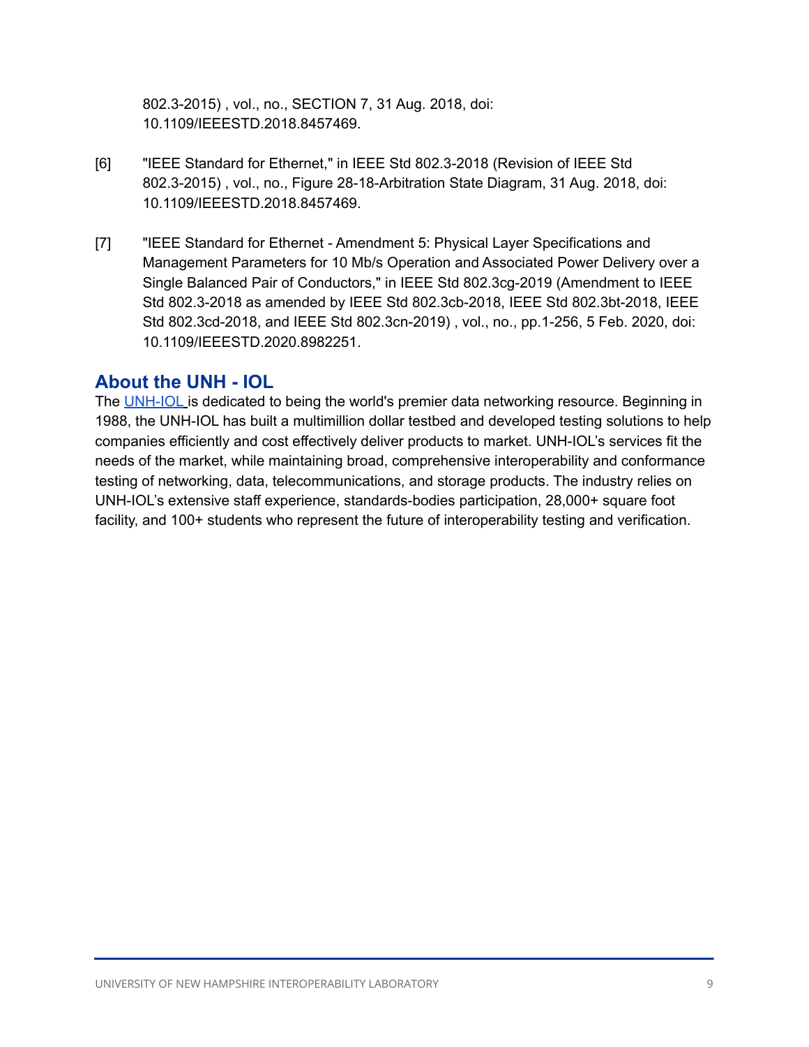802.3-2015) , vol., no., SECTION 7, 31 Aug. 2018, doi: 10.1109/IEEESTD.2018.8457469.

[6] "IEEE Standard for Ethernet," in IEEE Std 802.3-2018 (Revision of IEEE Std 802.3-2015) , vol., no., Figure 28-18-Arbitration State Diagram, 31 Aug. 2018, doi: 10.1109/IEEESTD.2018.8457469.

[7] "IEEE Standard for Ethernet - Amendment 5: Physical Layer Specifications and Management Parameters for 10 Mb/s Operation and Associated Power Delivery over a Single Balanced Pair of Conductors," in IEEE Std 802.3cg-2019 (Amendment to IEEE Std 802.3-2018 as amended by IEEE Std 802.3cb-2018, IEEE Std 802.3bt-2018, IEEE Std 802.3cd-2018, and IEEE Std 802.3cn-2019) , vol., no., pp.1-256, 5 Feb. 2020, doi: 10.1109/IEEESTD.2020.8982251.

## About the UNH - IOL

The UNH-IOL is dedicated to being the world's premier data networking resource. Beginning in 1988, the UNH-IOL has built a multimillion dollar testbed and developed testing solutions to help companies efficiently and cost effectively deliver products to market. UNH-IOL's services fit the needs of the market, while maintaining broad, comprehensive interoperability and conformance testing of networking, data, telecommunications, and storage products. The industry relies on UNH-IOL's extensive staff experience, standards-bodies participation, 28,000+ square foot facility, and 100+ students who represent the future of interoperability testing and verification.